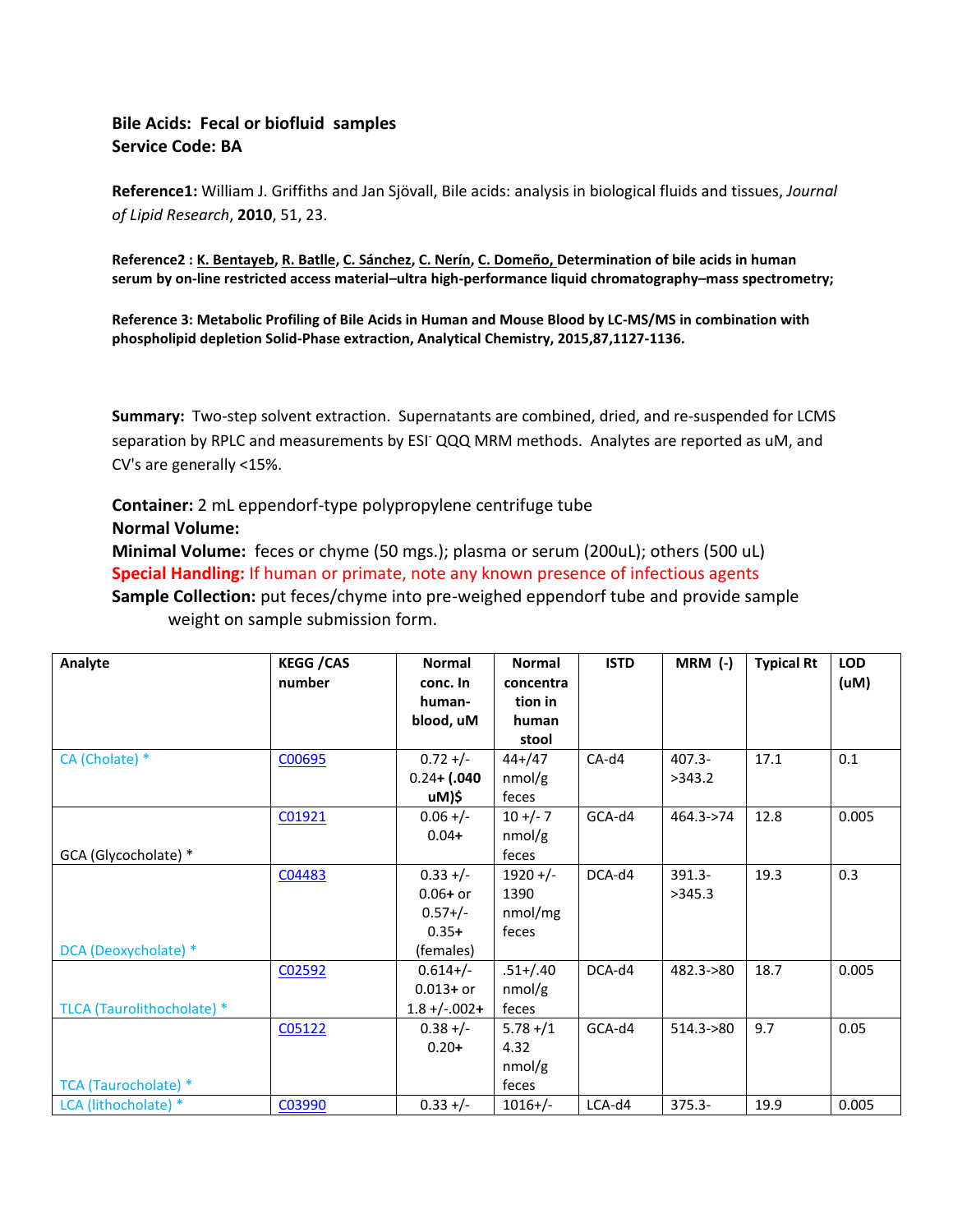**Bile Acids: Fecal or biofluid samples**
**Service Code: BA**

**Reference1:** William J. Griffiths and Jan Sjövall, Bile acids: analysis in biological fluids and tissues, *Journal of Lipid Research*, **2010**, 51, 23.

**Reference2 : K. Bentayeb, R. Batlle, C. Sánchez, C. Nerín, C. Domeño, Determination of bile acids in human serum by on-line restricted access material–ultra high-performance liquid chromatography–mass spectrometry;**

**Reference 3: Metabolic Profiling of Bile Acids in Human and Mouse Blood by LC-MS/MS in combination with phospholipid depletion Solid-Phase extraction, Analytical Chemistry, 2015,87,1127-1136.**

**Summary:** Two-step solvent extraction. Supernatants are combined, dried, and re-suspended for LCMS separation by RPLC and measurements by ESI$^-$ QQQ MRM methods. Analytes are reported as uM, and CV's are generally <15%.

**Container:** 2 mL eppendorf-type polypropylene centrifuge tube
**Normal Volume:**
**Minimal Volume:** feces or chyme (50 mgs.); plasma or serum (200uL); others (500 uL)
**Special Handling:** If human or primate, note any known presence of infectious agents
**Sample Collection:** put feces/chyme into pre-weighed eppendorf tube and provide sample weight on sample submission form.

| Analyte | KEGG /CAS number | Normal conc. In human-blood, uM | Normal concentration in human stool | ISTD | MRM (-) | Typical Rt | LOD (uM) |
|---|---|---|---|---|---|---|---|
| CA (Cholate) * | C00695 | 0.72 +/- 0.24**+** **(.040 uM)$** | 44+/47 nmol/g feces | CA-d4 | 407.3->343.2 | 17.1 | 0.1 |
| GCA (Glycocholate) * | C01921 | 0.06 +/- 0.04**+** | 10 +/- 7 nmol/g feces | GCA-d4 | 464.3->74 | 12.8 | 0.005 |
| DCA (Deoxycholate) * | C04483 | 0.33 +/- 0.06**+** or 0.57+/- 0.35**+** (females) | 1920 +/- 1390 nmol/mg feces | DCA-d4 | 391.3->345.3 | 19.3 | 0.3 |
| TLCA (Taurolithocholate) * | C02592 | 0.614+/- 0.013**+** or 1.8 +/-.002**+** | .51+/.40 nmol/g feces | DCA-d4 | 482.3->80 | 18.7 | 0.005 |
| TCA (Taurocholate) * | C05122 | 0.38 +/- 0.20**+** | 5.78 +/1 4.32 nmol/g feces | GCA-d4 | 514.3->80 | 9.7 | 0.05 |
| LCA (lithocholate) * | C03990 | 0.33 +/- | 1016+/- | LCA-d4 | 375.3- | 19.9 | 0.005 |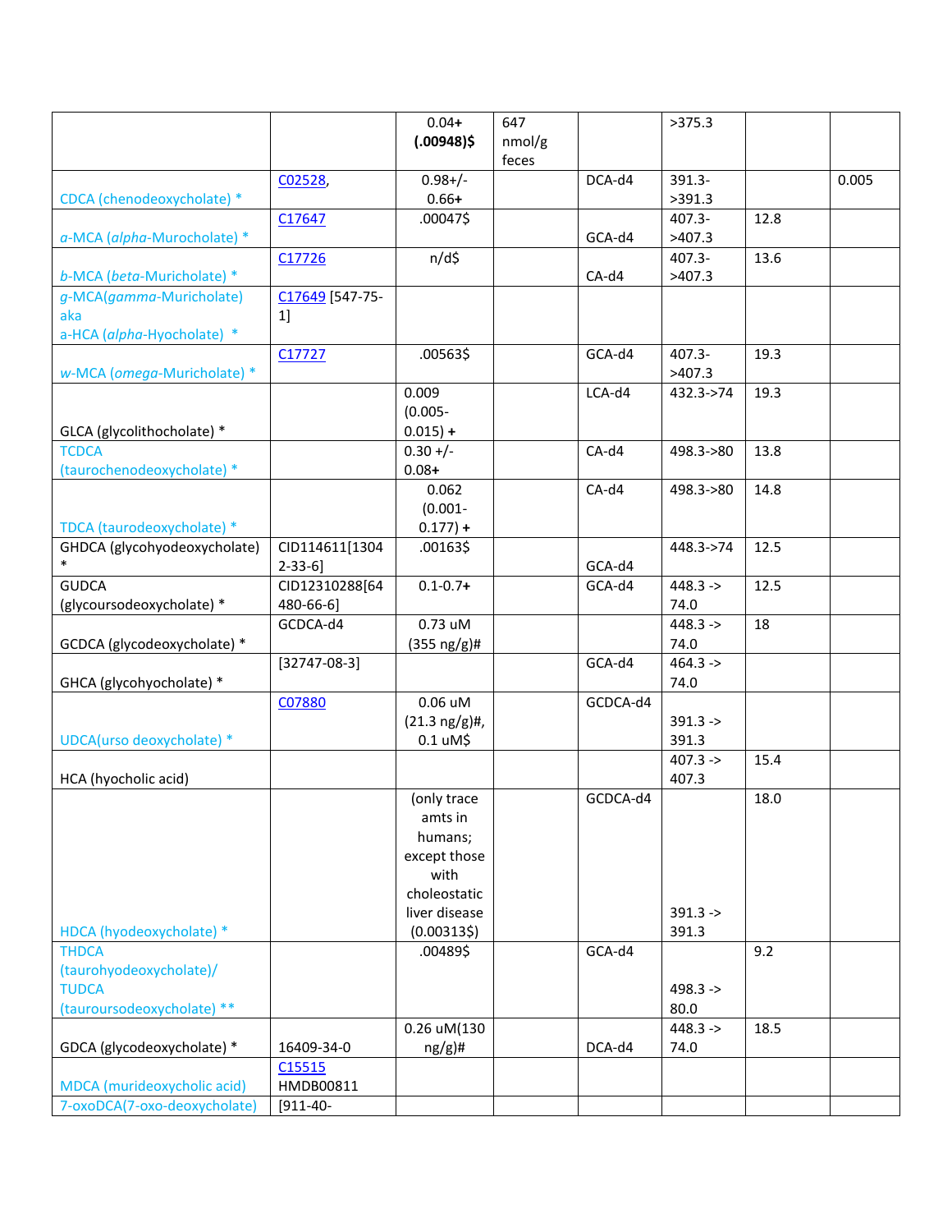| | | | | | | | |
|---|---|---|---|---|---|---|---|
| | | 0.04+ **(.00948)$** | 647 nmol/g feces | | >375.3 | | |
| CDCA (chenodeoxycholate) * | C02528, | 0.98+/- 0.66+ | | DCA-d4 | 391.3->391.3 | | 0.005 |
| *a*-MCA (*alpha*-Murocholate) * | C17647 | .00047$ | | GCA-d4 | 407.3->407.3 | 12.8 | |
| *b*-MCA (*beta*-Muricholate) * | C17726 | n/d$ | | CA-d4 | 407.3->407.3 | 13.6 | |
| *g*-MCA(*gamma*-Muricholate) aka a-HCA (*alpha*-Hyocholate) * | C17649 [547-75-1] | | | | | | |
| *w*-MCA (*omega*-Muricholate) * | C17727 | .00563$ | | GCA-d4 | 407.3->407.3 | 19.3 | |
| GLCA (glycolithocholate) * | | 0.009 (0.005-0.015) **+** | | LCA-d4 | 432.3->74 | 19.3 | |
| TCDCA (taurochenodeoxycholate) * | | 0.30 +/- 0.08**+** | | CA-d4 | 498.3->80 | 13.8 | |
| TDCA (taurodeoxycholate) * | | 0.062 (0.001-0.177) **+** | | CA-d4 | 498.3->80 | 14.8 | |
| GHDCA (glycohyodeoxycholate) * | CID114611[13042-33-6] | .00163$ | | GCA-d4 | 448.3->74 | 12.5 | |
| GUDCA (glycoursodeoxycholate) * | CID12310288[64480-66-6] | 0.1-0.7**+** | | GCA-d4 | 448.3 -> 74.0 | 12.5 | |
| GCDCA (glycodeoxycholate) * | GCDCA-d4 | 0.73 uM (355 ng/g)# | | | 448.3 -> 74.0 | 18 | |
| GHCA (glycohyocholate) * | [32747-08-3] | | | GCA-d4 | 464.3 -> 74.0 | | |
| UDCA(urso deoxycholate) * | C07880 | 0.06 uM (21.3 ng/g)#, 0.1 uM$ | | GCDCA-d4 | 391.3 -> 391.3 | | |
| HCA (hyocholic acid) | | | | | 407.3 -> 407.3 | 15.4 | |
| HDCA (hyodeoxycholate) * | | (only trace amts in humans; except those with choleostatic liver disease (0.00313$) | | GCDCA-d4 | 391.3 -> 391.3 | 18.0 | |
| THDCA (taurohyodeoxycholate)/ TUDCA (tauroursodeoxycholate) ** | | .00489$ | | GCA-d4 | 498.3 -> 80.0 | 9.2 | |
| GDCA (glycodeoxycholate) * | 16409-34-0 | 0.26 uM(130 ng/g)# | | DCA-d4 | 448.3 -> 74.0 | 18.5 | |
| MDCA (murideoxycholic acid) | C15515 HMDB00811 | | | | | | |
| 7-oxoDCA(7-oxo-deoxycholate) | [911-40- | | | | | | |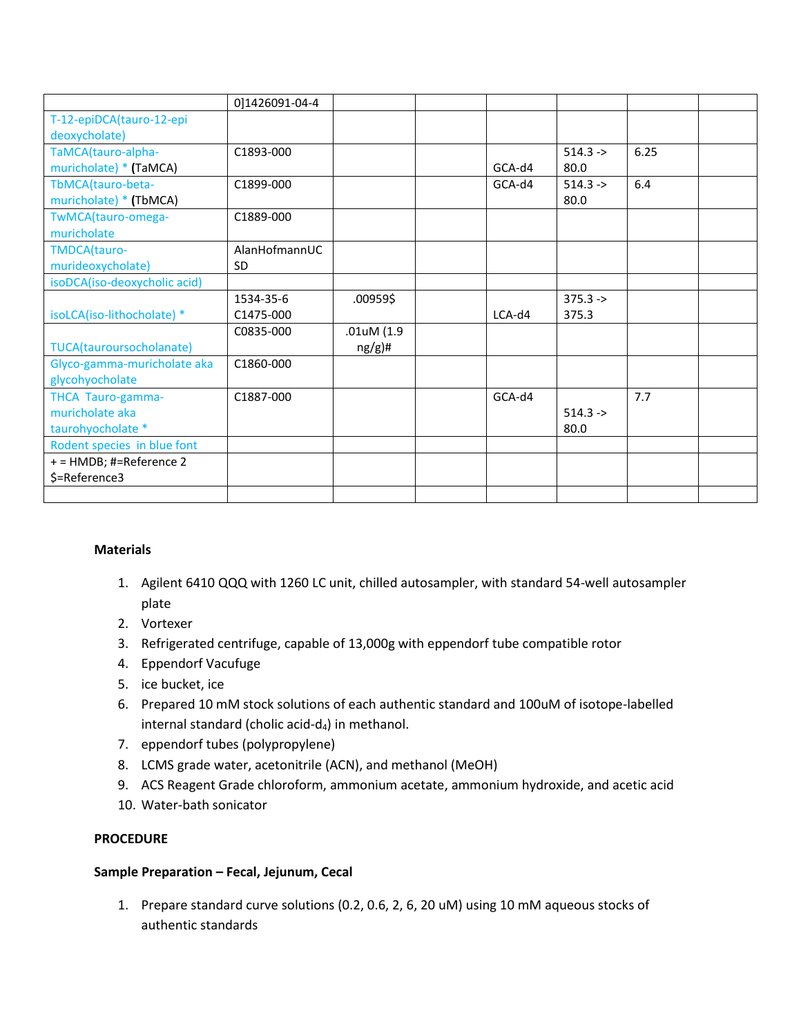| | | | | | | | |
|---|---|---|---|---|---|---|---|
| | 0]1426091-04-4 | | | | | | |
| T-12-epiDCA(tauro-12-epi deoxycholate) | | | | | | | |
| TaMCA(tauro-alpha-muricholate) * **(**TaMCA) | C1893-000 | | | GCA-d4 | 514.3 -> 80.0 | 6.25 | |
| TbMCA(tauro-beta-muricholate) * **(**TbMCA) | C1899-000 | | | GCA-d4 | 514.3 -> 80.0 | 6.4 | |
| TwMCA(tauro-omega-muricholate | C1889-000 | | | | | | |
| TMDCA(tauro-murideoxycholate) | AlanHofmannUCSD | | | | | | |
| isoDCA(iso-deoxycholic acid) | | | | | | | |
| isoLCA(iso-lithocholate) * | 1534-35-6 C1475-000 | .00959$ | | LCA-d4 | 375.3 -> 375.3 | | |
| TUCA(tauroursocholanate) | C0835-000 | .01uM (1.9 ng/g)# | | | | | |
| Glyco-gamma-muricholate aka glycohyocholate | C1860-000 | | | | | | |
| THCA Tauro-gamma-muricholate aka taurohyocholate * | C1887-000 | | | GCA-d4 | 514.3 -> 80.0 | 7.7 | |
| Rodent species in blue font | | | | | | | |
| + = HMDB; #=Reference 2 $=Reference3 | | | | | | | |
| | | | | | | | |

**Materials**

1. Agilent 6410 QQQ with 1260 LC unit, chilled autosampler, with standard 54-well autosampler plate
2. Vortexer
3. Refrigerated centrifuge, capable of 13,000g with eppendorf tube compatible rotor
4. Eppendorf Vacufuge
5. ice bucket, ice
6. Prepared 10 mM stock solutions of each authentic standard and 100uM of isotope-labelled internal standard (cholic acid-$d_4$) in methanol.
7. eppendorf tubes (polypropylene)
8. LCMS grade water, acetonitrile (ACN), and methanol (MeOH)
9. ACS Reagent Grade chloroform, ammonium acetate, ammonium hydroxide, and acetic acid
10. Water-bath sonicator

**PROCEDURE**

**Sample Preparation – Fecal, Jejunum, Cecal**

1. Prepare standard curve solutions (0.2, 0.6, 2, 6, 20 uM) using 10 mM aqueous stocks of authentic standards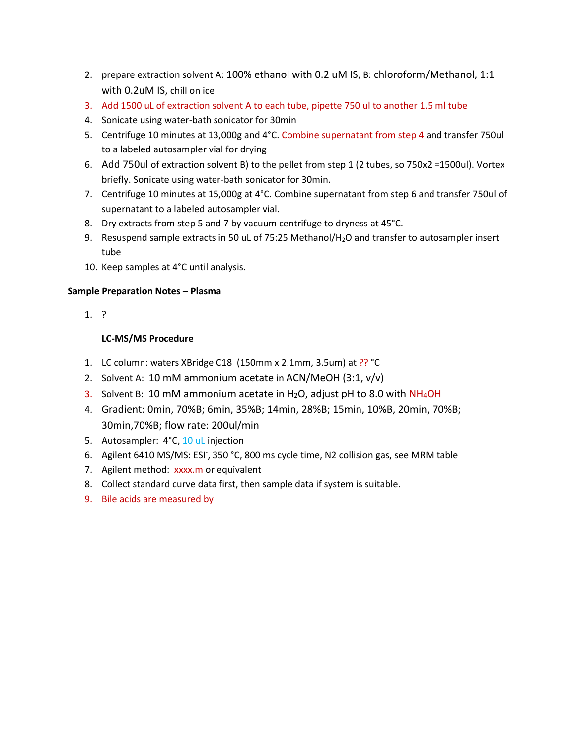2. prepare extraction solvent A: 100% ethanol with 0.2 uM IS, B: chloroform/Methanol, 1:1 with 0.2uM IS, chill on ice
3. Add 1500 uL of extraction solvent A to each tube, pipette 750 ul to another 1.5 ml tube
4. Sonicate using water-bath sonicator for 30min
5. Centrifuge 10 minutes at 13,000g and 4°C. Combine supernatant from step 4 and transfer 750ul to a labeled autosampler vial for drying
6. Add 750ul of extraction solvent B) to the pellet from step 1 (2 tubes, so 750x2 =1500ul). Vortex briefly. Sonicate using water-bath sonicator for 30min.
7. Centrifuge 10 minutes at 15,000g at 4°C. Combine supernatant from step 6 and transfer 750ul of supernatant to a labeled autosampler vial.
8. Dry extracts from step 5 and 7 by vacuum centrifuge to dryness at 45°C.
9. Resuspend sample extracts in 50 uL of 75:25 Methanol/$H_2O$ and transfer to autosampler insert tube
10. Keep samples at 4°C until analysis.

**Sample Preparation Notes – Plasma**

1. ?

**LC-MS/MS Procedure**

1. LC column: waters XBridge C18 (150mm x 2.1mm, 3.5um) at ?? °C
2. Solvent A: 10 mM ammonium acetate in ACN/MeOH (3:1, v/v)
3. Solvent B: 10 mM ammonium acetate in $H_2O$, adjust pH to 8.0 with $NH_4OH$
4. Gradient: 0min, 70%B; 6min, 35%B; 14min, 28%B; 15min, 10%B, 20min, 70%B; 30min,70%B; flow rate: 200ul/min
5. Autosampler: 4°C, 10 uL injection
6. Agilent 6410 MS/MS: $ESI^-$, 350 °C, 800 ms cycle time, N2 collision gas, see MRM table
7. Agilent method: xxxx.m or equivalent
8. Collect standard curve data first, then sample data if system is suitable.
9. Bile acids are measured by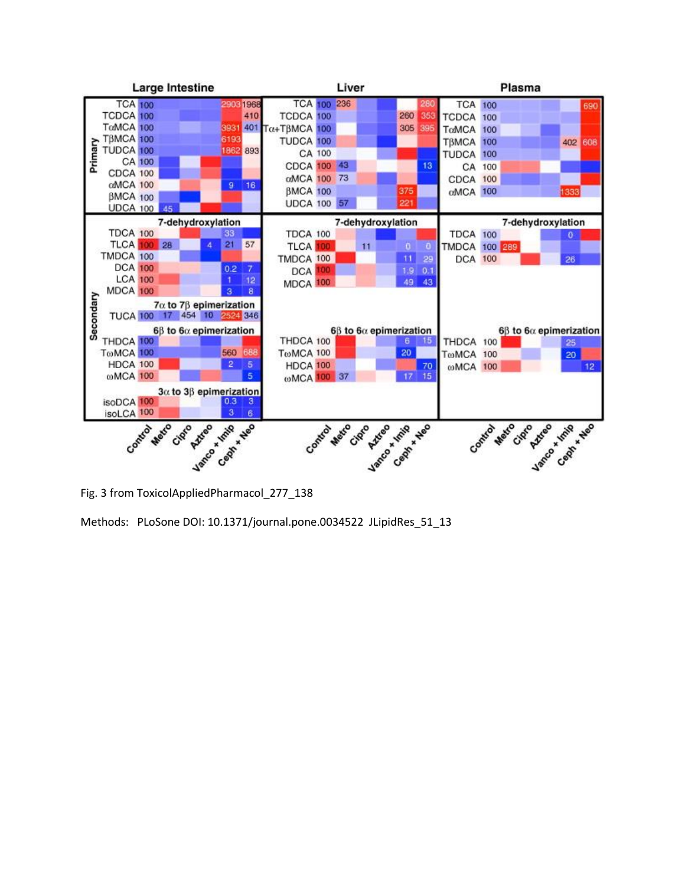Fig. 3 from ToxicolAppliedPharmacol_277_138

Methods: PLoSone DOI: 10.1371/journal.pone.0034522 JLipidRes_51_13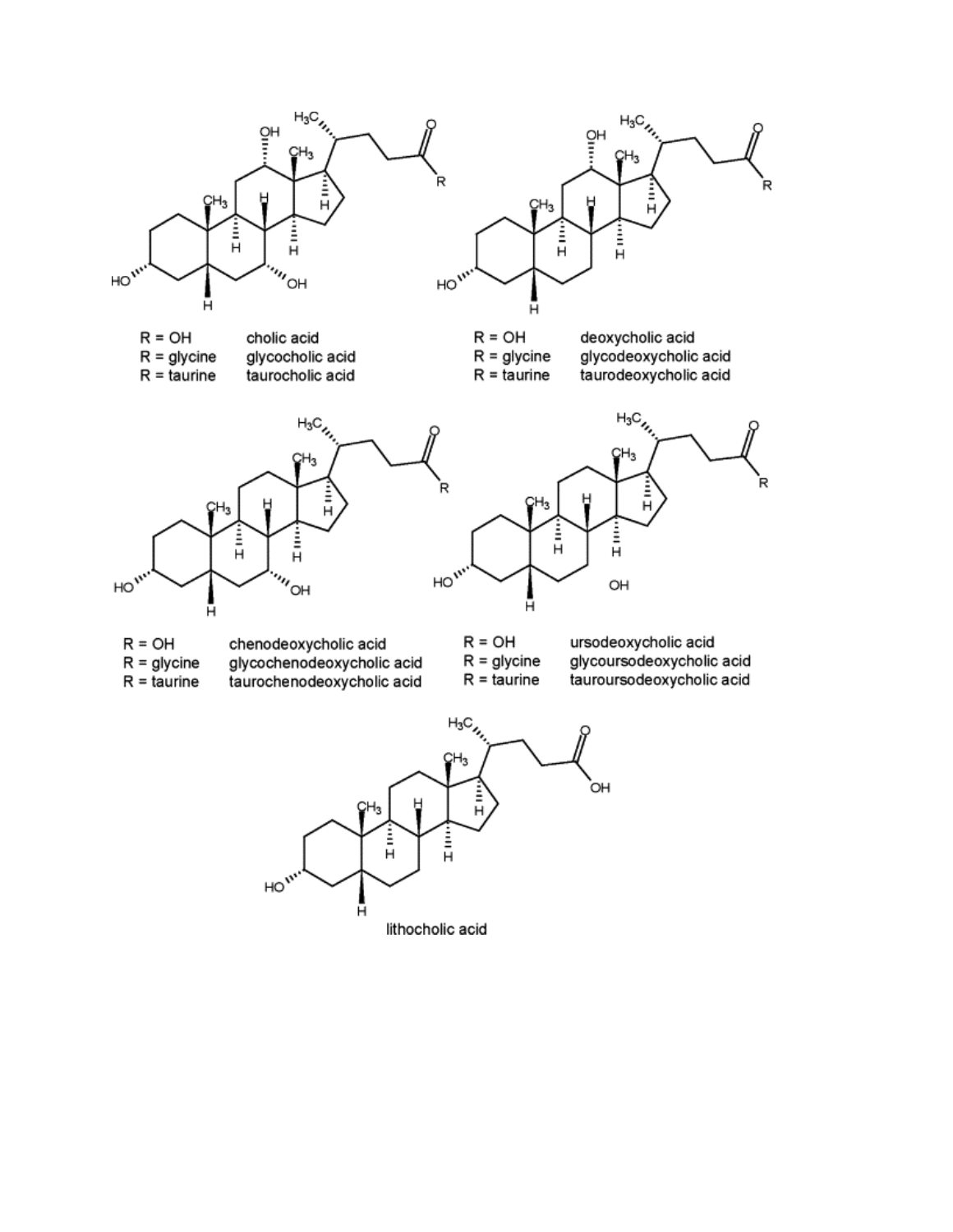R = OH cholic acid
R = glycine glycocholic acid
R = taurine taurocholic acid

R = OH deoxycholic acid
R = glycine glycodeoxycholic acid
R = taurine taurodeoxycholic acid

R = OH chenodeoxycholic acid
R = glycine glycochenodeoxycholic acid
R = taurine taurochenodeoxycholic acid

R = OH ursodeoxycholic acid
R = glycine glycoursodeoxycholic acid
R = taurine tauroursodeoxycholic acid

lithocholic acid